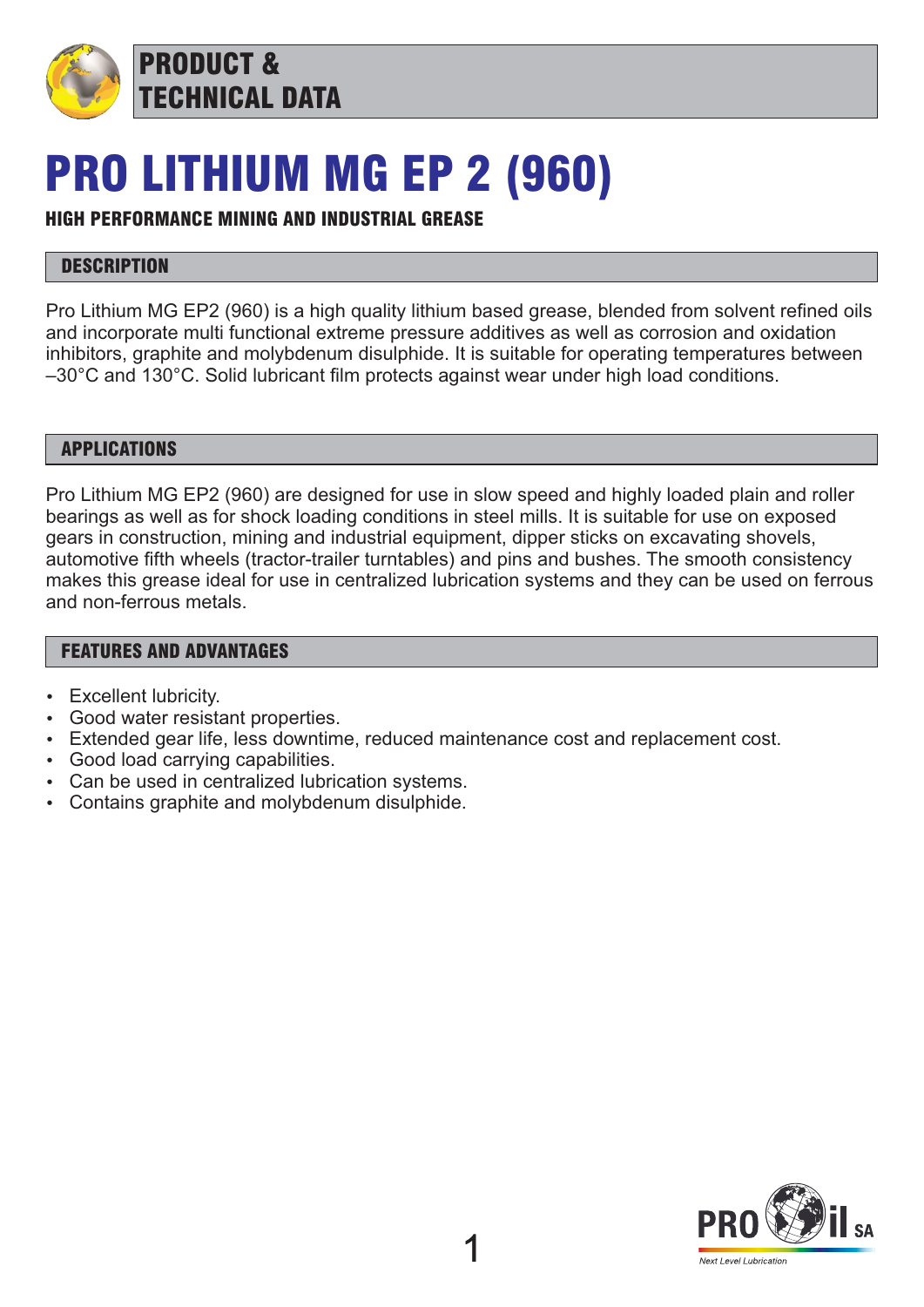# PRODUCT & TECHNICAL DATA

# PRO LITHIUM MG EP 2 (960)

**HIGH PERFORMANCE MINING AND INDUSTRIAL GREASE**

## DESCRIPTION

Pro Lithium MG EP2 (960) is a high quality lithium based grease, blended from solvent refined oils and incorporate multi functional extreme pressure additives as well as corrosion and oxidation inhibitors, graphite and molybdenum disulphide. It is suitable for operating temperatures between –30°C and 130°C. Solid lubricant film protects against wear under high load conditions.

## APPLICATIONS

Pro Lithium MG EP2 (960) are designed for use in slow speed and highly loaded plain and roller bearings as well as for shock loading conditions in steel mills. It is suitable for use on exposed gears in construction, mining and industrial equipment, dipper sticks on excavating shovels, automotive fifth wheels (tractor-trailer turntables) and pins and bushes. The smooth consistency makes this grease ideal for use in centralized lubrication systems and they can be used on ferrous and non-ferrous metals.

## FEATURES AND ADVANTAGES

- Excellent lubricity.
- Good water resistant properties.
- Extended gear life, less downtime, reduced maintenance cost and replacement cost.
- Good load carrying capabilities.
- Can be used in centralized lubrication systems.
- Contains graphite and molybdenum disulphide.

PRO Oil SA
*Next Level Lubrication*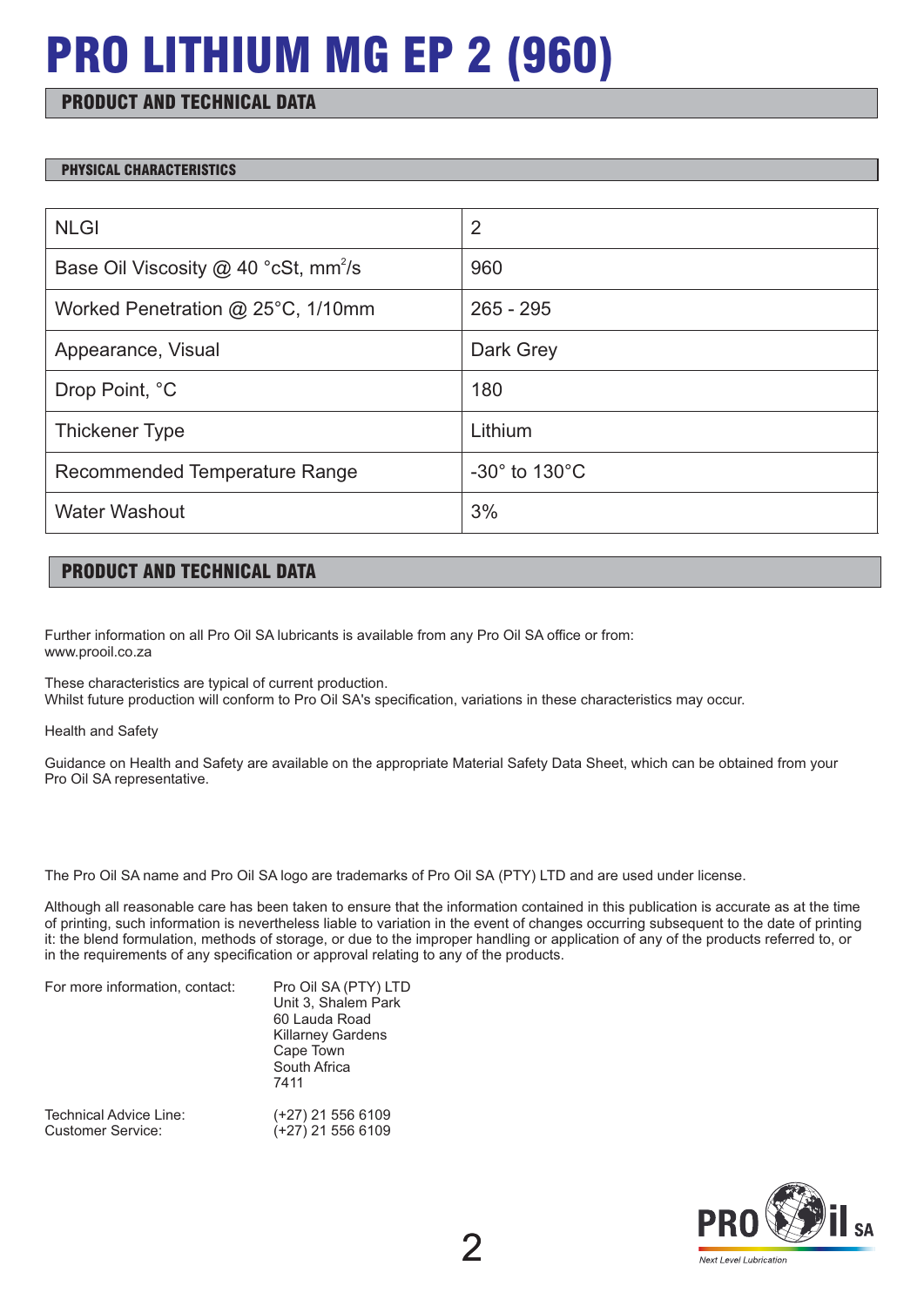# PRO LITHIUM MG EP 2 (960)

## PRODUCT AND TECHNICAL DATA

### PHYSICAL CHARACTERISTICS

| | |
|---|---|
| NLGI | 2 |
| Base Oil Viscosity @ 40 °cSt, $mm^2/s$ | 960 |
| Worked Penetration @ 25°C, 1/10mm | 265 - 295 |
| Appearance, Visual | Dark Grey |
| Drop Point, °C | 180 |
| Thickener Type | Lithium |
| Recommended Temperature Range | -30° to 130°C |
| Water Washout | 3% |

## PRODUCT AND TECHNICAL DATA

Further information on all Pro Oil SA lubricants is available from any Pro Oil SA office or from:
www.prooil.co.za

These characteristics are typical of current production.
Whilst future production will conform to Pro Oil SA's specification, variations in these characteristics may occur.

Health and Safety

Guidance on Health and Safety are available on the appropriate Material Safety Data Sheet, which can be obtained from your Pro Oil SA representative.

The Pro Oil SA name and Pro Oil SA logo are trademarks of Pro Oil SA (PTY) LTD and are used under license.

Although all reasonable care has been taken to ensure that the information contained in this publication is accurate as at the time of printing, such information is nevertheless liable to variation in the event of changes occurring subsequent to the date of printing it: the blend formulation, methods of storage, or due to the improper handling or application of any of the products referred to, or in the requirements of any specification or approval relating to any of the products.

For more information, contact:

Pro Oil SA (PTY) LTD
Unit 3, Shalem Park
60 Lauda Road
Killarney Gardens
Cape Town
South Africa
7411

Technical Advice Line: (+27) 21 556 6109
Customer Service: (+27) 21 556 6109

PRO Oil SA
Next Level Lubrication